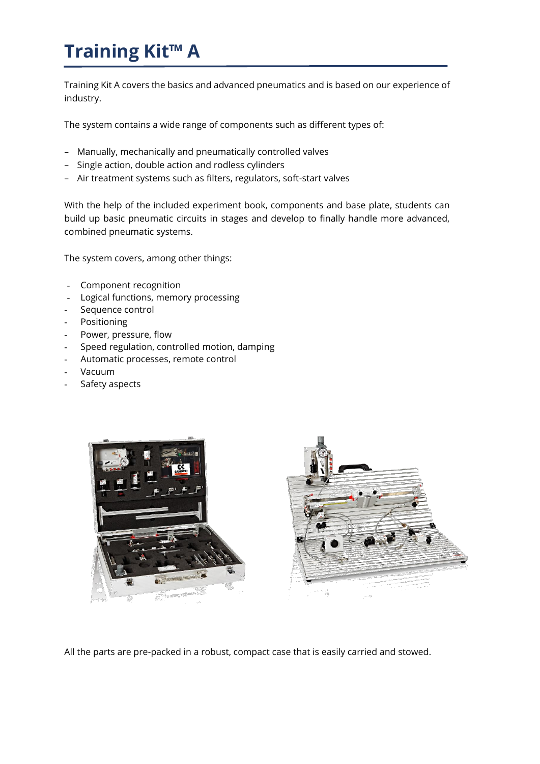# Training Kit™ A

Training Kit A covers the basics and advanced pneumatics and is based on our experience of industry.

The system contains a wide range of components such as different types of:

- Manually, mechanically and pneumatically controlled valves
- Single action, double action and rodless cylinders
- Air treatment systems such as filters, regulators, soft-start valves

With the help of the included experiment book, components and base plate, students can build up basic pneumatic circuits in stages and develop to finally handle more advanced, combined pneumatic systems.

The system covers, among other things:

- Component recognition
- Logical functions, memory processing
- Sequence control
- Positioning
- Power, pressure, flow
- Speed regulation, controlled motion, damping
- Automatic processes, remote control
- Vacuum
- Safety aspects

All the parts are pre-packed in a robust, compact case that is easily carried and stowed.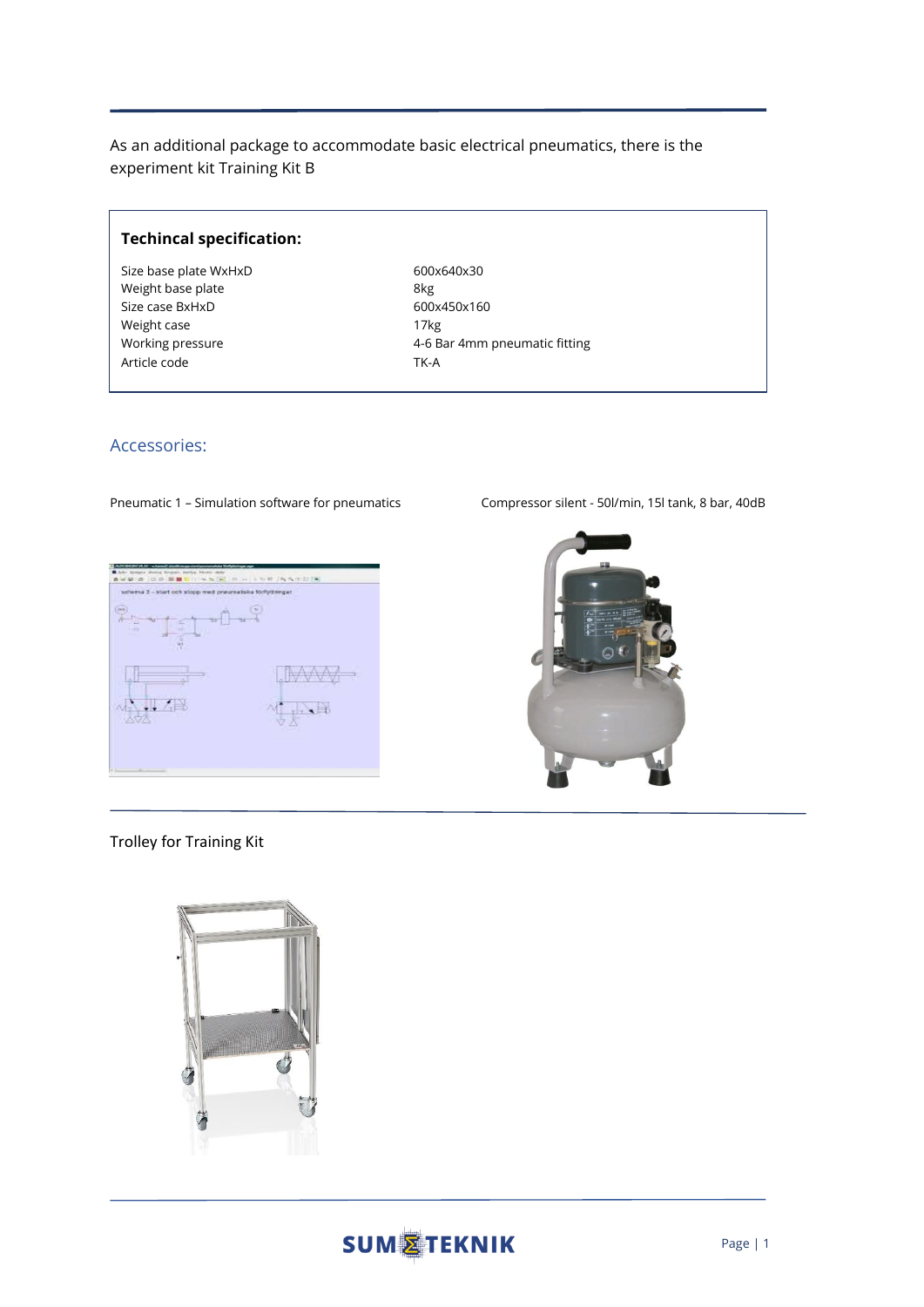As an additional package to accommodate basic electrical pneumatics, there is the experiment kit Training Kit B

**Techincal specification:**

| | |
|---|---|
| Size base plate WxHxD | 600x640x30 |
| Weight base plate | 8kg |
| Size case BxHxD | 600x450x160 |
| Weight case | 17kg |
| Working pressure | 4-6 Bar 4mm pneumatic fitting |
| Article code | TK-A |

## Accessories:

Pneumatic 1 – Simulation software for pneumatics

Compressor silent - 50l/min, 15l tank, 8 bar, 40dB

Trolley for Training Kit